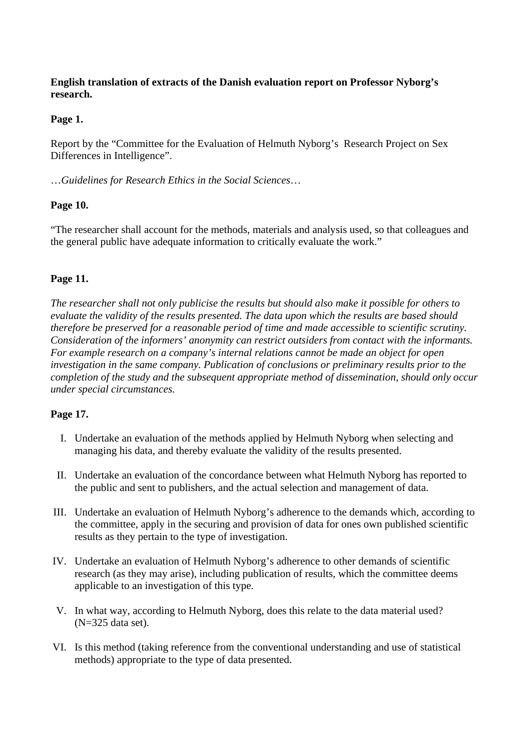**English translation of extracts of the Danish evaluation report on Professor Nyborg's research.**

**Page 1.**

Report by the "Committee for the Evaluation of Helmuth Nyborg's Research Project on Sex Differences in Intelligence".

…*Guidelines for Research Ethics in the Social Sciences*…

**Page 10.**

"The researcher shall account for the methods, materials and analysis used, so that colleagues and the general public have adequate information to critically evaluate the work."

**Page 11.**

*The researcher shall not only publicise the results but should also make it possible for others to evaluate the validity of the results presented. The data upon which the results are based should therefore be preserved for a reasonable period of time and made accessible to scientific scrutiny. Consideration of the informers' anonymity can restrict outsiders from contact with the informants. For example research on a company's internal relations cannot be made an object for open investigation in the same company. Publication of conclusions or preliminary results prior to the completion of the study and the subsequent appropriate method of dissemination, should only occur under special circumstances.*

**Page 17.**

I. Undertake an evaluation of the methods applied by Helmuth Nyborg when selecting and managing his data, and thereby evaluate the validity of the results presented.

II. Undertake an evaluation of the concordance between what Helmuth Nyborg has reported to the public and sent to publishers, and the actual selection and management of data.

III. Undertake an evaluation of Helmuth Nyborg's adherence to the demands which, according to the committee, apply in the securing and provision of data for ones own published scientific results as they pertain to the type of investigation.

IV. Undertake an evaluation of Helmuth Nyborg's adherence to other demands of scientific research (as they may arise), including publication of results, which the committee deems applicable to an investigation of this type.

V. In what way, according to Helmuth Nyborg, does this relate to the data material used? (N=325 data set).

VI. Is this method (taking reference from the conventional understanding and use of statistical methods) appropriate to the type of data presented.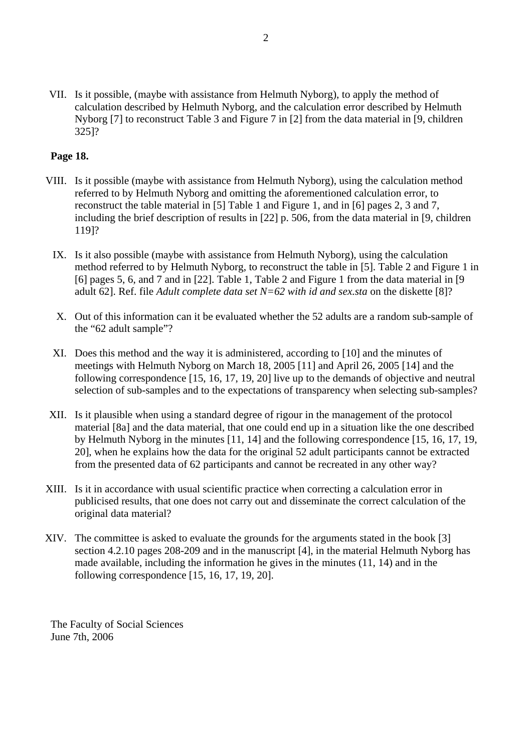VII. Is it possible, (maybe with assistance from Helmuth Nyborg), to apply the method of calculation described by Helmuth Nyborg, and the calculation error described by Helmuth Nyborg [7] to reconstruct Table 3 and Figure 7 in [2] from the data material in [9, children 325]?

**Page 18.**

VIII. Is it possible (maybe with assistance from Helmuth Nyborg), using the calculation method referred to by Helmuth Nyborg and omitting the aforementioned calculation error, to reconstruct the table material in [5] Table 1 and Figure 1, and in [6] pages 2, 3 and 7, including the brief description of results in [22] p. 506, from the data material in [9, children 119]?

IX. Is it also possible (maybe with assistance from Helmuth Nyborg), using the calculation method referred to by Helmuth Nyborg, to reconstruct the table in [5]. Table 2 and Figure 1 in [6] pages 5, 6, and 7 and in [22]. Table 1, Table 2 and Figure 1 from the data material in [9 adult 62]. Ref. file *Adult complete data set N=62 with id and sex.sta* on the diskette [8]?

X. Out of this information can it be evaluated whether the 52 adults are a random sub-sample of the "62 adult sample"?

XI. Does this method and the way it is administered, according to [10] and the minutes of meetings with Helmuth Nyborg on March 18, 2005 [11] and April 26, 2005 [14] and the following correspondence [15, 16, 17, 19, 20] live up to the demands of objective and neutral selection of sub-samples and to the expectations of transparency when selecting sub-samples?

XII. Is it plausible when using a standard degree of rigour in the management of the protocol material [8a] and the data material, that one could end up in a situation like the one described by Helmuth Nyborg in the minutes [11, 14] and the following correspondence [15, 16, 17, 19, 20], when he explains how the data for the original 52 adult participants cannot be extracted from the presented data of 62 participants and cannot be recreated in any other way?

XIII. Is it in accordance with usual scientific practice when correcting a calculation error in publicised results, that one does not carry out and disseminate the correct calculation of the original data material?

XIV. The committee is asked to evaluate the grounds for the arguments stated in the book [3] section 4.2.10 pages 208-209 and in the manuscript [4], in the material Helmuth Nyborg has made available, including the information he gives in the minutes (11, 14) and in the following correspondence [15, 16, 17, 19, 20].

The Faculty of Social Sciences
June 7th, 2006